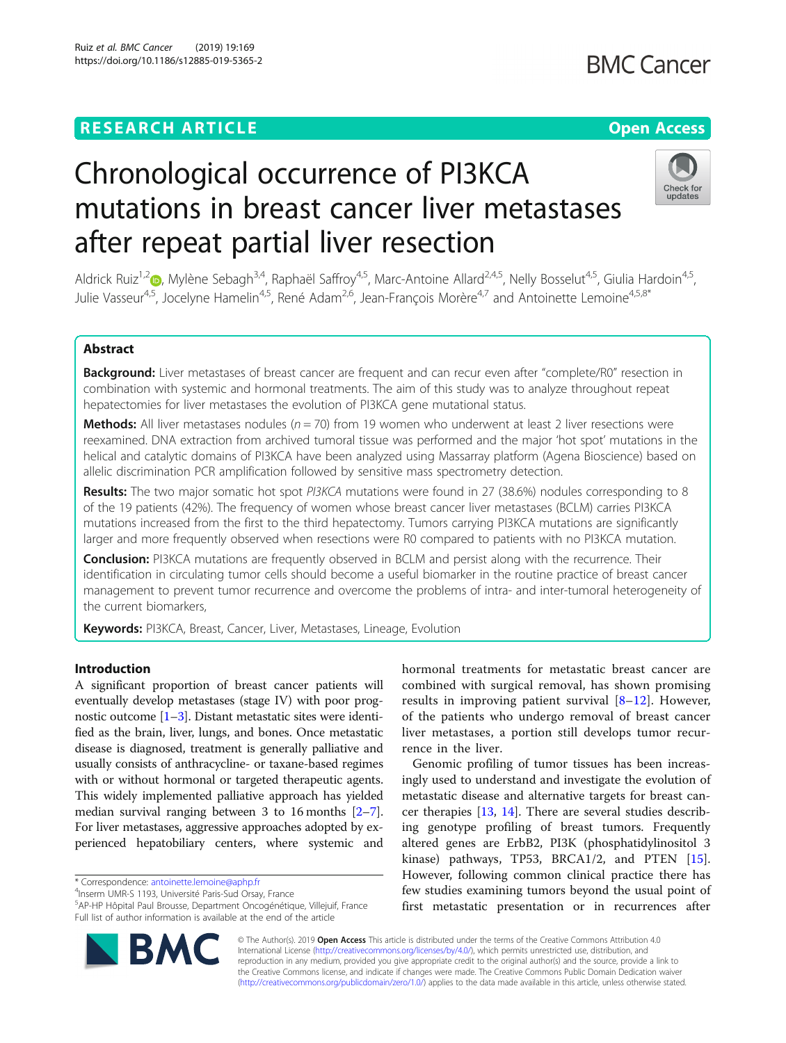**RESEARCH ARTICLE** **Open Access**

# Chronological occurrence of PI3KCA mutations in breast cancer liver metastases after repeat partial liver resection

Aldrick Ruiz[1,2], Mylène Sebagh[3,4], Raphaël Saffroy[4,5], Marc-Antoine Allard[2,4,5], Nelly Bosselut[4,5], Giulia Hardoin[4,5], Julie Vasseur[4,5], Jocelyne Hamelin[4,5], René Adam[2,6], Jean-François Morère[4,7] and Antoinette Lemoine[4,5,8*]

## Abstract

**Background:** Liver metastases of breast cancer are frequent and can recur even after "complete/R0" resection in combination with systemic and hormonal treatments. The aim of this study was to analyze throughout repeat hepatectomies for liver metastases the evolution of PI3KCA gene mutational status.

**Methods:** All liver metastases nodules ($n = 70$) from 19 women who underwent at least 2 liver resections were reexamined. DNA extraction from archived tumoral tissue was performed and the major 'hot spot' mutations in the helical and catalytic domains of PI3KCA have been analyzed using Massarray platform (Agena Bioscience) based on allelic discrimination PCR amplification followed by sensitive mass spectrometry detection.

**Results:** The two major somatic hot spot *PI3KCA* mutations were found in 27 (38.6%) nodules corresponding to 8 of the 19 patients (42%). The frequency of women whose breast cancer liver metastases (BCLM) carries PI3KCA mutations increased from the first to the third hepatectomy. Tumors carrying PI3KCA mutations are significantly larger and more frequently observed when resections were R0 compared to patients with no PI3KCA mutation.

**Conclusion:** PI3KCA mutations are frequently observed in BCLM and persist along with the recurrence. Their identification in circulating tumor cells should become a useful biomarker in the routine practice of breast cancer management to prevent tumor recurrence and overcome the problems of intra- and inter-tumoral heterogeneity of the current biomarkers,

**Keywords:** PI3KCA, Breast, Cancer, Liver, Metastases, Lineage, Evolution

## Introduction

A significant proportion of breast cancer patients will eventually develop metastases (stage IV) with poor prognostic outcome [1–3]. Distant metastatic sites were identified as the brain, liver, lungs, and bones. Once metastatic disease is diagnosed, treatment is generally palliative and usually consists of anthracycline- or taxane-based regimes with or without hormonal or targeted therapeutic agents. This widely implemented palliative approach has yielded median survival ranging between 3 to 16 months [2–7]. For liver metastases, aggressive approaches adopted by experienced hepatobiliary centers, where systemic and hormonal treatments for metastatic breast cancer are combined with surgical removal, has shown promising results in improving patient survival [8–12]. However, of the patients who undergo removal of breast cancer liver metastases, a portion still develops tumor recurrence in the liver.

Genomic profiling of tumor tissues has been increasingly used to understand and investigate the evolution of metastatic disease and alternative targets for breast cancer therapies [13, 14]. There are several studies describing genotype profiling of breast tumors. Frequently altered genes are ErbB2, PI3K (phosphatidylinositol 3 kinase) pathways, TP53, BRCA1/2, and PTEN [15]. However, following common clinical practice there has few studies examining tumors beyond the usual point of first metastatic presentation or in recurrences after

\* Correspondence: antoinette.lemoine@aphp.fr
[4]Inserm UMR-S 1193, Université Paris-Sud Orsay, France
[5]AP-HP Hôpital Paul Brousse, Department Oncogénétique, Villejuif, France
Full list of author information is available at the end of the article

© The Author(s). 2019 **Open Access** This article is distributed under the terms of the Creative Commons Attribution 4.0 International License (http://creativecommons.org/licenses/by/4.0/), which permits unrestricted use, distribution, and reproduction in any medium, provided you give appropriate credit to the original author(s) and the source, provide a link to the Creative Commons license, and indicate if changes were made. The Creative Commons Public Domain Dedication waiver (http://creativecommons.org/publicdomain/zero/1.0/) applies to the data made available in this article, unless otherwise stated.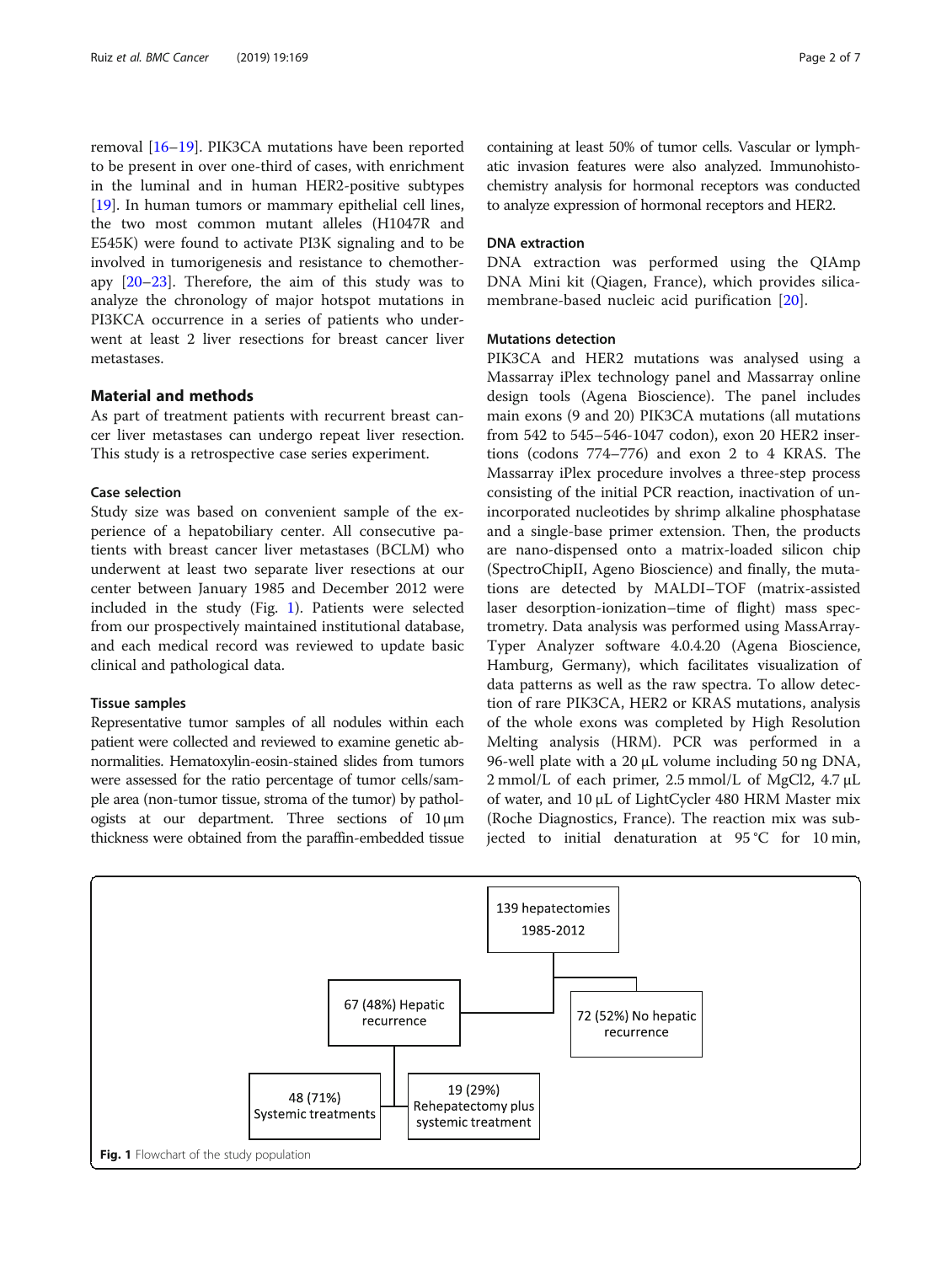removal [16–19]. PIK3CA mutations have been reported to be present in over one-third of cases, with enrichment in the luminal and in human HER2-positive subtypes [19]. In human tumors or mammary epithelial cell lines, the two most common mutant alleles (H1047R and E545K) were found to activate PI3K signaling and to be involved in tumorigenesis and resistance to chemotherapy [20–23]. Therefore, the aim of this study was to analyze the chronology of major hotspot mutations in PI3KCA occurrence in a series of patients who underwent at least 2 liver resections for breast cancer liver metastases.

## Material and methods

As part of treatment patients with recurrent breast cancer liver metastases can undergo repeat liver resection. This study is a retrospective case series experiment.

### Case selection

Study size was based on convenient sample of the experience of a hepatobiliary center. All consecutive patients with breast cancer liver metastases (BCLM) who underwent at least two separate liver resections at our center between January 1985 and December 2012 were included in the study (Fig. 1). Patients were selected from our prospectively maintained institutional database, and each medical record was reviewed to update basic clinical and pathological data.

### Tissue samples

Representative tumor samples of all nodules within each patient were collected and reviewed to examine genetic abnormalities. Hematoxylin-eosin-stained slides from tumors were assessed for the ratio percentage of tumor cells/sample area (non-tumor tissue, stroma of the tumor) by pathologists at our department. Three sections of 10 μm thickness were obtained from the paraffin-embedded tissue containing at least 50% of tumor cells. Vascular or lymphatic invasion features were also analyzed. Immunohistochemistry analysis for hormonal receptors was conducted to analyze expression of hormonal receptors and HER2.

### DNA extraction

DNA extraction was performed using the QIAmp DNA Mini kit (Qiagen, France), which provides silica-membrane-based nucleic acid purification [20].

### Mutations detection

PIK3CA and HER2 mutations was analysed using a Massarray iPlex technology panel and Massarray online design tools (Agena Bioscience). The panel includes main exons (9 and 20) PIK3CA mutations (all mutations from 542 to 545–546-1047 codon), exon 20 HER2 insertions (codons 774–776) and exon 2 to 4 KRAS. The Massarray iPlex procedure involves a three-step process consisting of the initial PCR reaction, inactivation of unincorporated nucleotides by shrimp alkaline phosphatase and a single-base primer extension. Then, the products are nano-dispensed onto a matrix-loaded silicon chip (SpectroChipII, Ageno Bioscience) and finally, the mutations are detected by MALDI–TOF (matrix-assisted laser desorption-ionization–time of flight) mass spectrometry. Data analysis was performed using MassArray-Typer Analyzer software 4.0.4.20 (Agena Bioscience, Hamburg, Germany), which facilitates visualization of data patterns as well as the raw spectra. To allow detection of rare PIK3CA, HER2 or KRAS mutations, analysis of the whole exons was completed by High Resolution Melting analysis (HRM). PCR was performed in a 96-well plate with a 20 μL volume including 50 ng DNA, 2 mmol/L of each primer, 2.5 mmol/L of $MgCl_2$, 4.7 μL of water, and 10 μL of LightCycler 480 HRM Master mix (Roche Diagnostics, France). The reaction mix was subjected to initial denaturation at 95 °C for 10 min,

139 hepatectomies 1985-2012
- 67 (48%) Hepatic recurrence
  - 48 (71%) Systemic treatments
  - 19 (29%) Rehepatectomy plus systemic treatment
- 72 (52%) No hepatic recurrence

**Fig. 1** Flowchart of the study population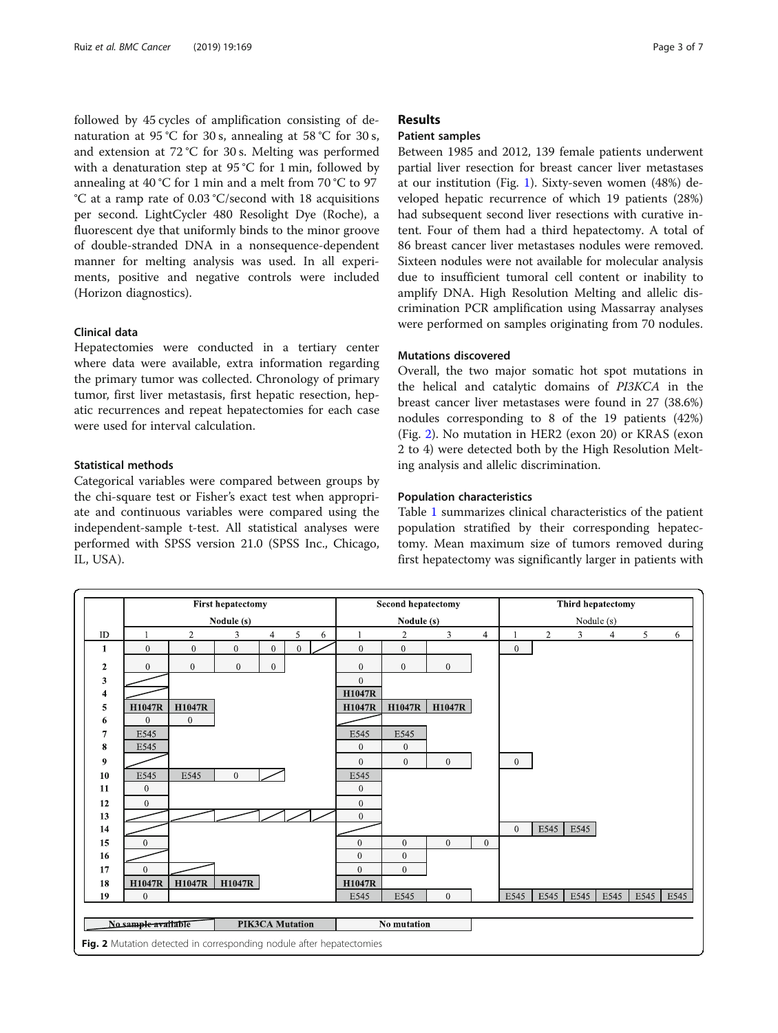followed by 45 cycles of amplification consisting of denaturation at 95 °C for 30 s, annealing at 58 °C for 30 s, and extension at 72 °C for 30 s. Melting was performed with a denaturation step at 95 °C for 1 min, followed by annealing at 40 °C for 1 min and a melt from 70 °C to 97 °C at a ramp rate of 0.03 °C/second with 18 acquisitions per second. LightCycler 480 Resolight Dye (Roche), a fluorescent dye that uniformly binds to the minor groove of double-stranded DNA in a nonsequence-dependent manner for melting analysis was used. In all experiments, positive and negative controls were included (Horizon diagnostics).

### Clinical data

Hepatectomies were conducted in a tertiary center where data were available, extra information regarding the primary tumor was collected. Chronology of primary tumor, first liver metastasis, first hepatic resection, hepatic recurrences and repeat hepatectomies for each case were used for interval calculation.

### Statistical methods

Categorical variables were compared between groups by the chi-square test or Fisher's exact test when appropriate and continuous variables were compared using the independent-sample t-test. All statistical analyses were performed with SPSS version 21.0 (SPSS Inc., Chicago, IL, USA).

## Results

### Patient samples

Between 1985 and 2012, 139 female patients underwent partial liver resection for breast cancer liver metastases at our institution (Fig. 1). Sixty-seven women (48%) developed hepatic recurrence of which 19 patients (28%) had subsequent second liver resections with curative intent. Four of them had a third hepatectomy. A total of 86 breast cancer liver metastases nodules were removed. Sixteen nodules were not available for molecular analysis due to insufficient tumoral cell content or inability to amplify DNA. High Resolution Melting and allelic discrimination PCR amplification using Massarray analyses were performed on samples originating from 70 nodules.

### Mutations discovered

Overall, the two major somatic hot spot mutations in the helical and catalytic domains of *PI3KCA* in the breast cancer liver metastases were found in 27 (38.6%) nodules corresponding to 8 of the 19 patients (42%) (Fig. 2). No mutation in HER2 (exon 20) or KRAS (exon 2 to 4) were detected both by the High Resolution Melting analysis and allelic discrimination.

### Population characteristics

Table 1 summarizes clinical characteristics of the patient population stratified by their corresponding hepatectomy. Mean maximum size of tumors removed during first hepatectomy was significantly larger in patients with

| | First hepatectomy | | | | | | Second hepatectomy | | | | Third hepatectomy | | | | | |
|---|---|---|---|---|---|---|---|---|---|---|---|---|---|---|---|---|
| | Nodule (s) | | | | | | Nodule (s) | | | | Nodule (s) | | | | | |
| ID | 1 | 2 | 3 | 4 | 5 | 6 | 1 | 2 | 3 | 4 | 1 | 2 | 3 | 4 | 5 | 6 |
| 1 | 0 | 0 | 0 | 0 | 0 | / | 0 | 0 | | | 0 | | | | | |
| 2 | 0 | 0 | 0 | 0 | | | 0 | 0 | 0 | | | | | | | |
| 3 | / | | | | | | 0 | | | | | | | | | |
| 4 | / | | | | | | **H1047R** | | | | | | | | | |
| 5 | **H1047R** | **H1047R** | | | | | **H1047R** | **H1047R** | **H1047R** | | | | | | | |
| 6 | 0 | 0 | | | | | / | | | | | | | | | |
| 7 | E545 | | | | | | E545 | E545 | | | | | | | | |
| 8 | E545 | | | | | | 0 | 0 | | | | | | | | |
| 9 | / | | | | | | 0 | 0 | 0 | | 0 | | | | | |
| 10 | E545 | E545 | 0 | / | | | E545 | | | | | | | | | |
| 11 | 0 | | | | | | 0 | | | | | | | | | |
| 12 | 0 | | | | | | 0 | | | | | | | | | |
| 13 | / | / | / | / | / | / | 0 | | | | | | | | | |
| 14 | | | | | | | / | | | | 0 | E545 | E545 | | | |
| 15 | 0 | | | | | | 0 | 0 | 0 | 0 | | | | | | |
| 16 | / | | | | | | 0 | 0 | | | | | | | | |
| 17 | 0 | / | | | | | 0 | 0 | | | | | | | | |
| 18 | **H1047R** | **H1047R** | **H1047R** | | | | **H1047R** | | | | | | | | | |
| 19 | 0 | | | | | | E545 | E545 | 0 | | E545 | E545 | E545 | E545 | E545 | E545 |

Legend: / = No sample available; PIK3CA Mutation; 0 = No mutation

**Fig. 2** Mutation detected in corresponding nodule after hepatectomies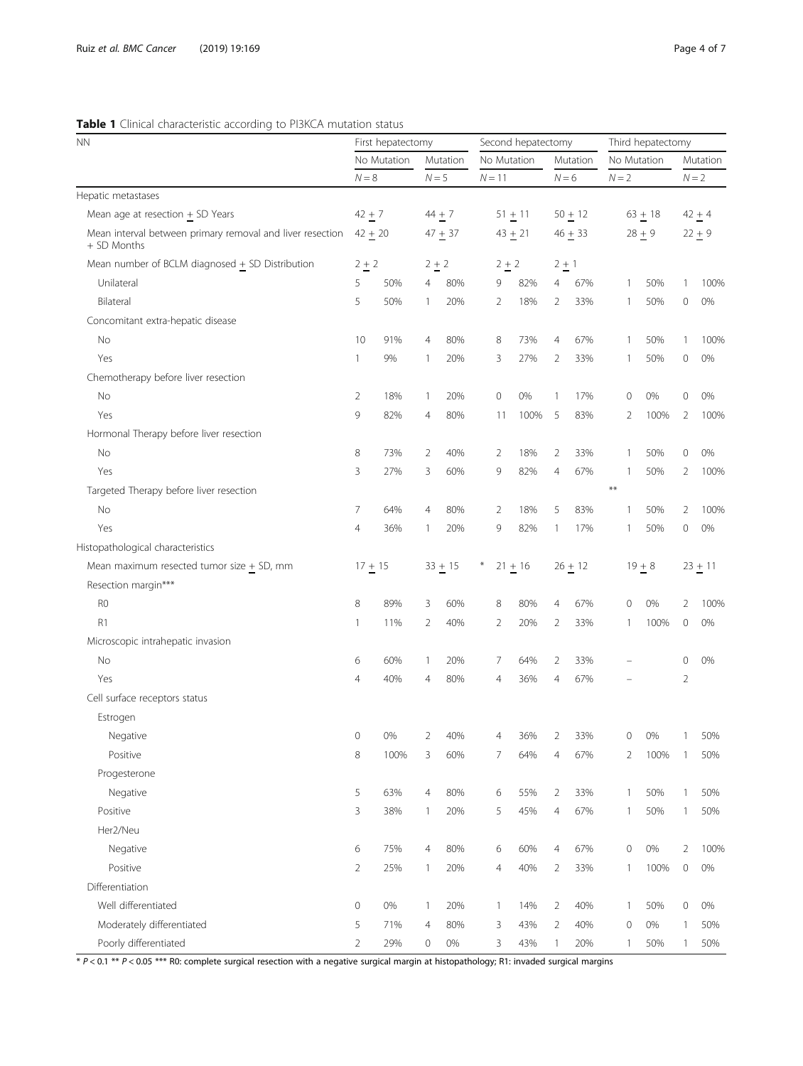**Table 1** Clinical characteristic according to PI3KCA mutation status

| NN | First hepatectomy | | | | Second hepatectomy | | | | Third hepatectomy | | | |
|---|---|---|---|---|---|---|---|---|---|---|---|---|
| | No Mutation | | Mutation | | No Mutation | | Mutation | | No Mutation | | Mutation | |
| | N = 8 | | N = 5 | | N = 11 | | N = 6 | | N = 2 | | N = 2 | |
| Hepatic metastases | | | | | | | | | | | | |
| Mean age at resection ± SD Years | 42 ± 7 | | 44 ± 7 | | 51 ± 11 | | 50 ± 12 | | 63 ± 18 | | 42 ± 4 | |
| Mean interval between primary removal and liver resection ± SD Months | 42 ± 20 | | 47 ± 37 | | 43 ± 21 | | 46 ± 33 | | 28 ± 9 | | 22 ± 9 | |
| Mean number of BCLM diagnosed ± SD Distribution | 2 ± 2 | | 2 ± 2 | | 2 ± 2 | | 2 ± 1 | | | | | |
| Unilateral | 5 | 50% | 4 | 80% | 9 | 82% | 4 | 67% | 1 | 50% | 1 | 100% |
| Bilateral | 5 | 50% | 1 | 20% | 2 | 18% | 2 | 33% | 1 | 50% | 0 | 0% |
| Concomitant extra-hepatic disease | | | | | | | | | | | | |
| No | 10 | 91% | 4 | 80% | 8 | 73% | 4 | 67% | 1 | 50% | 1 | 100% |
| Yes | 1 | 9% | 1 | 20% | 3 | 27% | 2 | 33% | 1 | 50% | 0 | 0% |
| Chemotherapy before liver resection | | | | | | | | | | | | |
| No | 2 | 18% | 1 | 20% | 0 | 0% | 1 | 17% | 0 | 0% | 0 | 0% |
| Yes | 9 | 82% | 4 | 80% | 11 | 100% | 5 | 83% | 2 | 100% | 2 | 100% |
| Hormonal Therapy before liver resection | | | | | | | | | | | | |
| No | 8 | 73% | 2 | 40% | 2 | 18% | 2 | 33% | 1 | 50% | 0 | 0% |
| Yes | 3 | 27% | 3 | 60% | 9 | 82% | 4 | 67% | 1 | 50% | 2 | 100% |
| Targeted Therapy before liver resection | | | | | | | | | ** | | | |
| No | 7 | 64% | 4 | 80% | 2 | 18% | 5 | 83% | 1 | 50% | 2 | 100% |
| Yes | 4 | 36% | 1 | 20% | 9 | 82% | 1 | 17% | 1 | 50% | 0 | 0% |
| Histopathological characteristics | | | | | | | | | | | | |
| Mean maximum resected tumor size ± SD, mm | 17 ± 15 | | 33 ± 15 | | * 21 ± 16 | | 26 ± 12 | | 19 ± 8 | | 23 ± 11 | |
| Resection margin*** | | | | | | | | | | | | |
| R0 | 8 | 89% | 3 | 60% | 8 | 80% | 4 | 67% | 0 | 0% | 2 | 100% |
| R1 | 1 | 11% | 2 | 40% | 2 | 20% | 2 | 33% | 1 | 100% | 0 | 0% |
| Microscopic intrahepatic invasion | | | | | | | | | | | | |
| No | 6 | 60% | 1 | 20% | 7 | 64% | 2 | 33% | – | | 0 | 0% |
| Yes | 4 | 40% | 4 | 80% | 4 | 36% | 4 | 67% | – | | 2 | |
| Cell surface receptors status | | | | | | | | | | | | |
| Estrogen | | | | | | | | | | | | |
| Negative | 0 | 0% | 2 | 40% | 4 | 36% | 2 | 33% | 0 | 0% | 1 | 50% |
| Positive | 8 | 100% | 3 | 60% | 7 | 64% | 4 | 67% | 2 | 100% | 1 | 50% |
| Progesterone | | | | | | | | | | | | |
| Negative | 5 | 63% | 4 | 80% | 6 | 55% | 2 | 33% | 1 | 50% | 1 | 50% |
| Positive | 3 | 38% | 1 | 20% | 5 | 45% | 4 | 67% | 1 | 50% | 1 | 50% |
| Her2/Neu | | | | | | | | | | | | |
| Negative | 6 | 75% | 4 | 80% | 6 | 60% | 4 | 67% | 0 | 0% | 2 | 100% |
| Positive | 2 | 25% | 1 | 20% | 4 | 40% | 2 | 33% | 1 | 100% | 0 | 0% |
| Differentiation | | | | | | | | | | | | |
| Well differentiated | 0 | 0% | 1 | 20% | 1 | 14% | 2 | 40% | 1 | 50% | 0 | 0% |
| Moderately differentiated | 5 | 71% | 4 | 80% | 3 | 43% | 2 | 40% | 0 | 0% | 1 | 50% |
| Poorly differentiated | 2 | 29% | 0 | 0% | 3 | 43% | 1 | 20% | 1 | 50% | 1 | 50% |

\* $P < 0.1$ ** $P < 0.05$ *** R0: complete surgical resection with a negative surgical margin at histopathology; R1: invaded surgical margins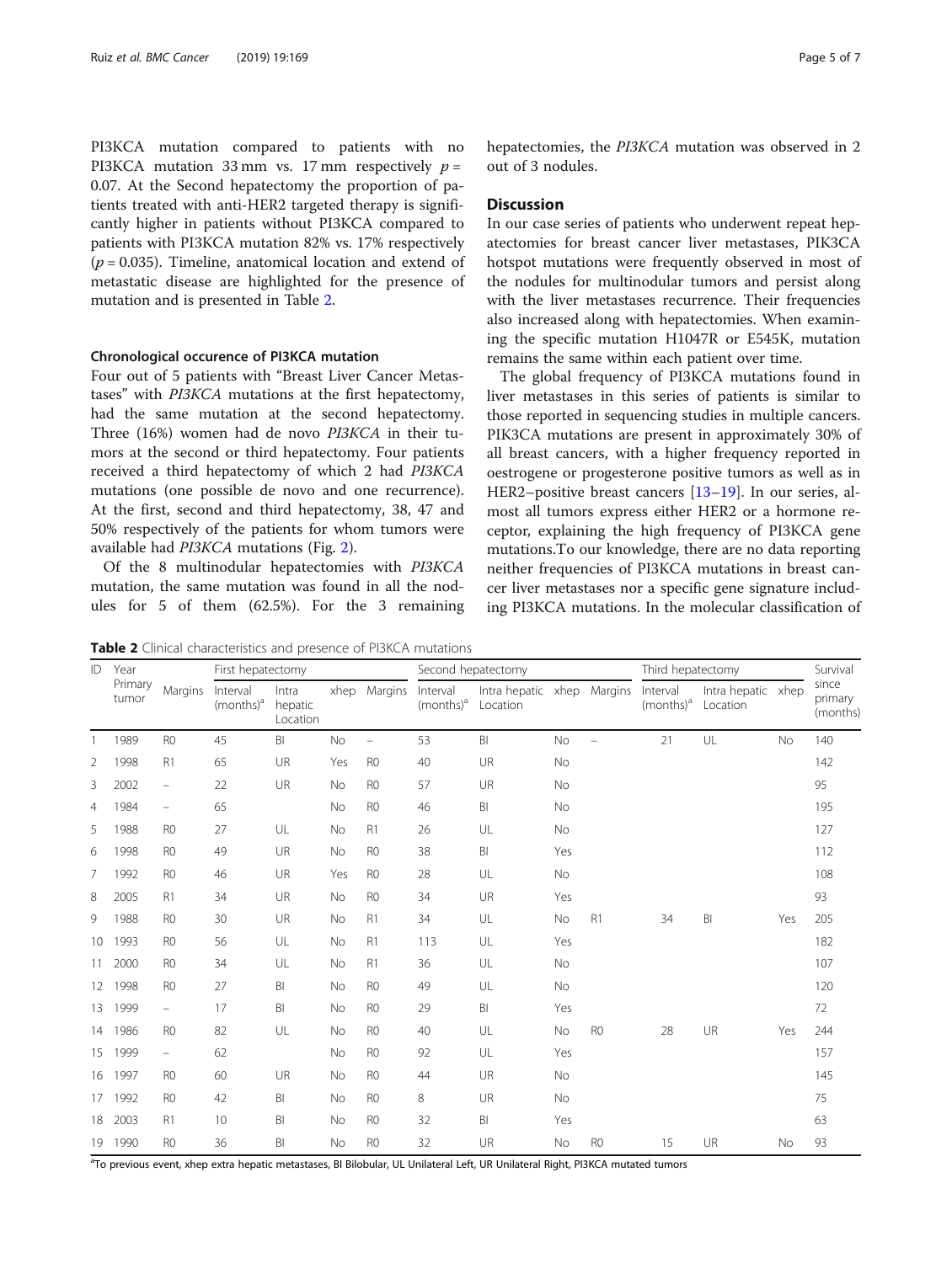PI3KCA mutation compared to patients with no PI3KCA mutation 33 mm vs. 17 mm respectively $p = 0.07$. At the Second hepatectomy the proportion of patients treated with anti-HER2 targeted therapy is significantly higher in patients without PI3KCA compared to patients with PI3KCA mutation 82% vs. 17% respectively ($p = 0.035$). Timeline, anatomical location and extend of metastatic disease are highlighted for the presence of mutation and is presented in Table 2.

### Chronological occurence of PI3KCA mutation

Four out of 5 patients with "Breast Liver Cancer Metastases" with *PI3KCA* mutations at the first hepatectomy, had the same mutation at the second hepatectomy. Three (16%) women had de novo *PI3KCA* in their tumors at the second or third hepatectomy. Four patients received a third hepatectomy of which 2 had *PI3KCA* mutations (one possible de novo and one recurrence). At the first, second and third hepatectomy, 38, 47 and 50% respectively of the patients for whom tumors were available had *PI3KCA* mutations (Fig. 2).

Of the 8 multinodular hepatectomies with *PI3KCA* mutation, the same mutation was found in all the nodules for 5 of them (62.5%). For the 3 remaining hepatectomies, the *PI3KCA* mutation was observed in 2 out of 3 nodules.

## Discussion

In our case series of patients who underwent repeat hepatectomies for breast cancer liver metastases, PIK3CA hotspot mutations were frequently observed in most of the nodules for multinodular tumors and persist along with the liver metastases recurrence. Their frequencies also increased along with hepatectomies. When examining the specific mutation H1047R or E545K, mutation remains the same within each patient over time.

The global frequency of PI3KCA mutations found in liver metastases in this series of patients is similar to those reported in sequencing studies in multiple cancers. PIK3CA mutations are present in approximately 30% of all breast cancers, with a higher frequency reported in oestrogene or progesterone positive tumors as well as in HER2–positive breast cancers [13–19]. In our series, almost all tumors express either HER2 or a hormone receptor, explaining the high frequency of PI3KCA gene mutations.To our knowledge, there are no data reporting neither frequencies of PI3KCA mutations in breast cancer liver metastases nor a specific gene signature including PI3KCA mutations. In the molecular classification of

**Table 2** Clinical characteristics and presence of PI3KCA mutations

| ID | Year Primary tumor | Margins | First hepatectomy | | | | Second hepatectomy | | | | Third hepatectomy | | | Survival since primary (months) |
|---|---|---|---|---|---|---|---|---|---|---|---|---|---|---|
| | | | Interval (months)[a] | Intra hepatic Location | xhep | Margins | Interval (months)[a] | Intra hepatic Location | xhep | Margins | Interval (months)[a] | Intra hepatic Location | xhep | |
| 1 | 1989 | R0 | 45 | BI | No | – | 53 | BI | No | – | 21 | UL | No | 140 |
| 2 | 1998 | R1 | 65 | UR | Yes | R0 | 40 | UR | No | | | | | 142 |
| 3 | 2002 | – | 22 | UR | No | R0 | 57 | UR | No | | | | | 95 |
| 4 | 1984 | – | 65 | | No | R0 | 46 | BI | No | | | | | 195 |
| 5 | 1988 | R0 | 27 | UL | No | R1 | 26 | UL | No | | | | | 127 |
| 6 | 1998 | R0 | 49 | UR | No | R0 | 38 | BI | Yes | | | | | 112 |
| 7 | 1992 | R0 | 46 | UR | Yes | R0 | 28 | UL | No | | | | | 108 |
| 8 | 2005 | R1 | 34 | UR | No | R0 | 34 | UR | Yes | | | | | 93 |
| 9 | 1988 | R0 | 30 | UR | No | R1 | 34 | UL | No | R1 | 34 | BI | Yes | 205 |
| 10 | 1993 | R0 | 56 | UL | No | R1 | 113 | UL | Yes | | | | | 182 |
| 11 | 2000 | R0 | 34 | UL | No | R1 | 36 | UL | No | | | | | 107 |
| 12 | 1998 | R0 | 27 | BI | No | R0 | 49 | UL | No | | | | | 120 |
| 13 | 1999 | – | 17 | BI | No | R0 | 29 | BI | Yes | | | | | 72 |
| 14 | 1986 | R0 | 82 | UL | No | R0 | 40 | UL | No | R0 | 28 | UR | Yes | 244 |
| 15 | 1999 | – | 62 | | No | R0 | 92 | UL | Yes | | | | | 157 |
| 16 | 1997 | R0 | 60 | UR | No | R0 | 44 | UR | No | | | | | 145 |
| 17 | 1992 | R0 | 42 | BI | No | R0 | 8 | UR | No | | | | | 75 |
| 18 | 2003 | R1 | 10 | BI | No | R0 | 32 | BI | Yes | | | | | 63 |
| 19 | 1990 | R0 | 36 | BI | No | R0 | 32 | UR | No | R0 | 15 | UR | No | 93 |

[a]To previous event, xhep extra hepatic metastases, BI Bilobular, UL Unilateral Left, UR Unilateral Right, PI3KCA mutated tumors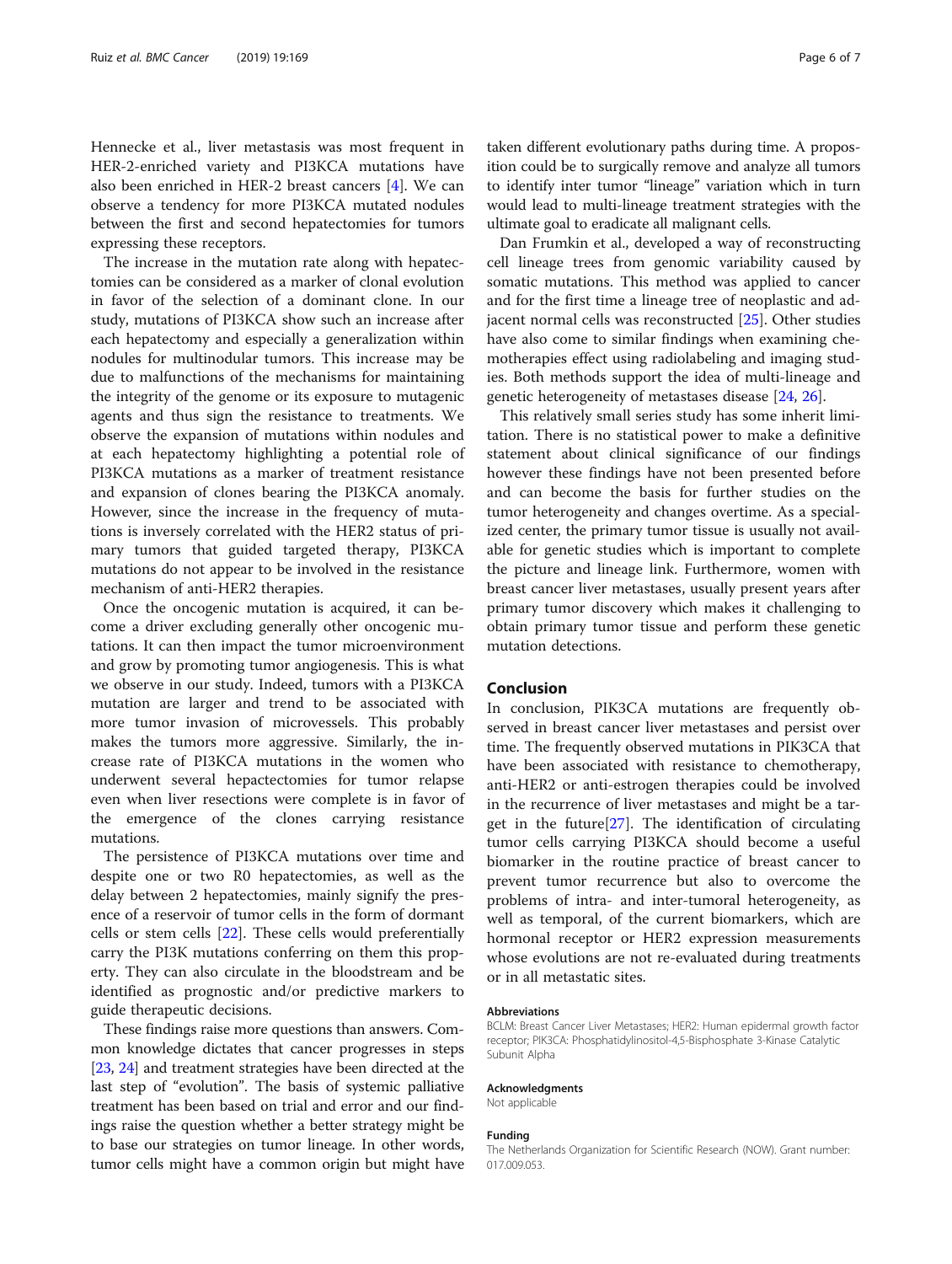Hennecke et al., liver metastasis was most frequent in HER-2-enriched variety and PI3KCA mutations have also been enriched in HER-2 breast cancers [4]. We can observe a tendency for more PI3KCA mutated nodules between the first and second hepatectomies for tumors expressing these receptors.

The increase in the mutation rate along with hepatectomies can be considered as a marker of clonal evolution in favor of the selection of a dominant clone. In our study, mutations of PI3KCA show such an increase after each hepatectomy and especially a generalization within nodules for multinodular tumors. This increase may be due to malfunctions of the mechanisms for maintaining the integrity of the genome or its exposure to mutagenic agents and thus sign the resistance to treatments. We observe the expansion of mutations within nodules and at each hepatectomy highlighting a potential role of PI3KCA mutations as a marker of treatment resistance and expansion of clones bearing the PI3KCA anomaly. However, since the increase in the frequency of mutations is inversely correlated with the HER2 status of primary tumors that guided targeted therapy, PI3KCA mutations do not appear to be involved in the resistance mechanism of anti-HER2 therapies.

Once the oncogenic mutation is acquired, it can become a driver excluding generally other oncogenic mutations. It can then impact the tumor microenvironment and grow by promoting tumor angiogenesis. This is what we observe in our study. Indeed, tumors with a PI3KCA mutation are larger and trend to be associated with more tumor invasion of microvessels. This probably makes the tumors more aggressive. Similarly, the increase rate of PI3KCA mutations in the women who underwent several hepactectomies for tumor relapse even when liver resections were complete is in favor of the emergence of the clones carrying resistance mutations.

The persistence of PI3KCA mutations over time and despite one or two R0 hepatectomies, as well as the delay between 2 hepatectomies, mainly signify the presence of a reservoir of tumor cells in the form of dormant cells or stem cells [22]. These cells would preferentially carry the PI3K mutations conferring on them this property. They can also circulate in the bloodstream and be identified as prognostic and/or predictive markers to guide therapeutic decisions.

These findings raise more questions than answers. Common knowledge dictates that cancer progresses in steps [23, 24] and treatment strategies have been directed at the last step of "evolution". The basis of systemic palliative treatment has been based on trial and error and our findings raise the question whether a better strategy might be to base our strategies on tumor lineage. In other words, tumor cells might have a common origin but might have taken different evolutionary paths during time. A proposition could be to surgically remove and analyze all tumors to identify inter tumor "lineage" variation which in turn would lead to multi-lineage treatment strategies with the ultimate goal to eradicate all malignant cells.

Dan Frumkin et al., developed a way of reconstructing cell lineage trees from genomic variability caused by somatic mutations. This method was applied to cancer and for the first time a lineage tree of neoplastic and adjacent normal cells was reconstructed [25]. Other studies have also come to similar findings when examining chemotherapies effect using radiolabeling and imaging studies. Both methods support the idea of multi-lineage and genetic heterogeneity of metastases disease [24, 26].

This relatively small series study has some inherit limitation. There is no statistical power to make a definitive statement about clinical significance of our findings however these findings have not been presented before and can become the basis for further studies on the tumor heterogeneity and changes overtime. As a specialized center, the primary tumor tissue is usually not available for genetic studies which is important to complete the picture and lineage link. Furthermore, women with breast cancer liver metastases, usually present years after primary tumor discovery which makes it challenging to obtain primary tumor tissue and perform these genetic mutation detections.

## Conclusion

In conclusion, PIK3CA mutations are frequently observed in breast cancer liver metastases and persist over time. The frequently observed mutations in PIK3CA that have been associated with resistance to chemotherapy, anti-HER2 or anti-estrogen therapies could be involved in the recurrence of liver metastases and might be a target in the future[27]. The identification of circulating tumor cells carrying PI3KCA should become a useful biomarker in the routine practice of breast cancer to prevent tumor recurrence but also to overcome the problems of intra- and inter-tumoral heterogeneity, as well as temporal, of the current biomarkers, which are hormonal receptor or HER2 expression measurements whose evolutions are not re-evaluated during treatments or in all metastatic sites.

#### Abbreviations

BCLM: Breast Cancer Liver Metastases; HER2: Human epidermal growth factor receptor; PIK3CA: Phosphatidylinositol-4,5-Bisphosphate 3-Kinase Catalytic Subunit Alpha

#### Acknowledgments

Not applicable

#### Funding

The Netherlands Organization for Scientific Research (NOW). Grant number: 017.009.053.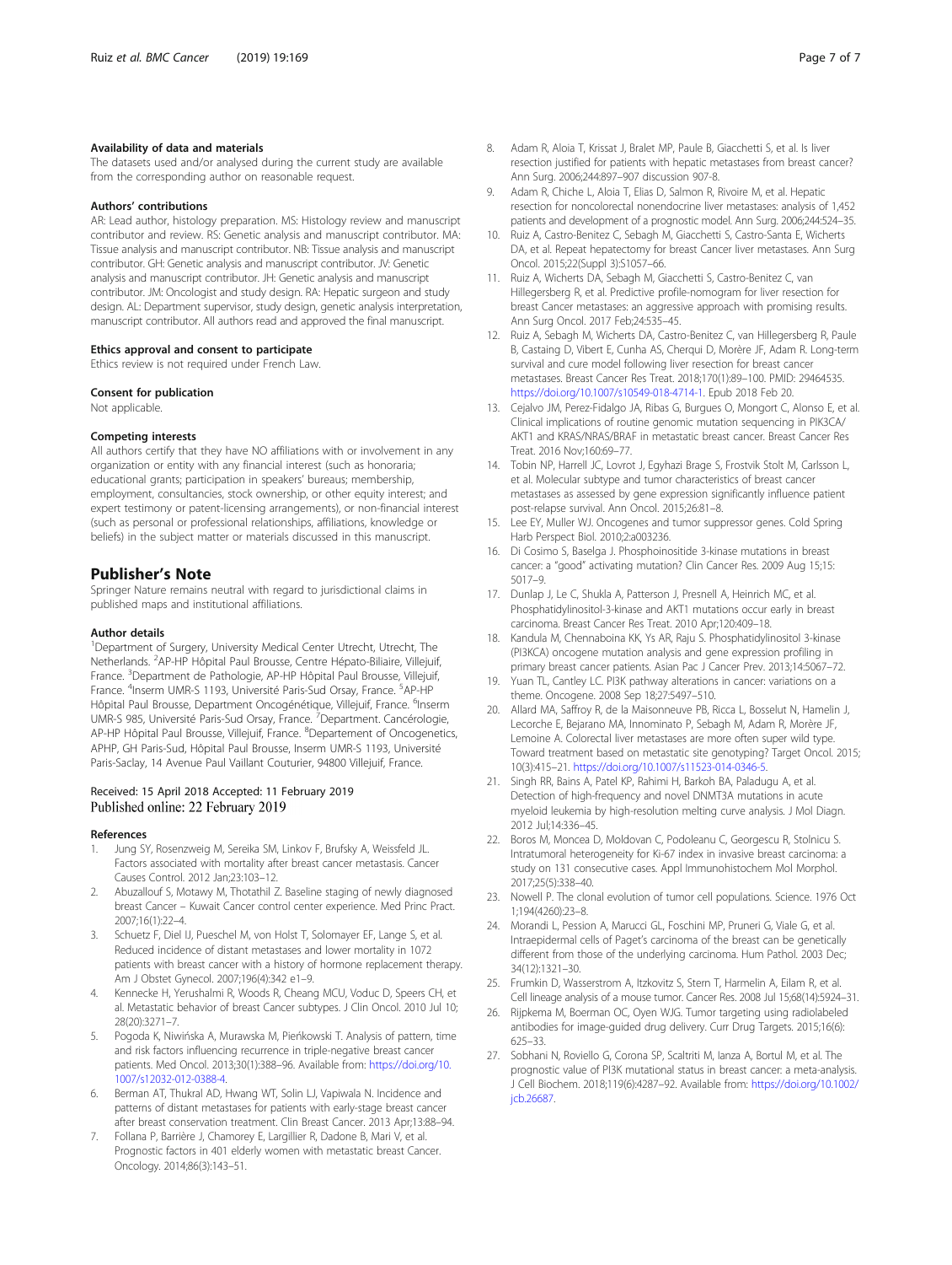#### Availability of data and materials

The datasets used and/or analysed during the current study are available from the corresponding author on reasonable request.

#### Authors' contributions

AR: Lead author, histology preparation. MS: Histology review and manuscript contributor and review. RS: Genetic analysis and manuscript contributor. MA: Tissue analysis and manuscript contributor. NB: Tissue analysis and manuscript contributor. GH: Genetic analysis and manuscript contributor. JV: Genetic analysis and manuscript contributor. JH: Genetic analysis and manuscript contributor. JM: Oncologist and study design. RA: Hepatic surgeon and study design. AL: Department supervisor, study design, genetic analysis interpretation, manuscript contributor. All authors read and approved the final manuscript.

#### Ethics approval and consent to participate

Ethics review is not required under French Law.

#### Consent for publication

Not applicable.

#### Competing interests

All authors certify that they have NO affiliations with or involvement in any organization or entity with any financial interest (such as honoraria; educational grants; participation in speakers' bureaus; membership, employment, consultancies, stock ownership, or other equity interest; and expert testimony or patent-licensing arrangements), or non-financial interest (such as personal or professional relationships, affiliations, knowledge or beliefs) in the subject matter or materials discussed in this manuscript.

## Publisher's Note

Springer Nature remains neutral with regard to jurisdictional claims in published maps and institutional affiliations.

#### Author details

[1]Department of Surgery, University Medical Center Utrecht, Utrecht, The Netherlands. [2]AP-HP Hôpital Paul Brousse, Centre Hépato-Biliaire, Villejuif, France. [3]Department de Pathologie, AP-HP Hôpital Paul Brousse, Villejuif, France. [4]Inserm UMR-S 1193, Université Paris-Sud Orsay, France. [5]AP-HP Hôpital Paul Brousse, Department Oncogénétique, Villejuif, France. [6]Inserm UMR-S 985, Université Paris-Sud Orsay, France. [7]Department. Cancérologie, AP-HP Hôpital Paul Brousse, Villejuif, France. [8]Departement of Oncogenetics, APHP, GH Paris-Sud, Hôpital Paul Brousse, Inserm UMR-S 1193, Université Paris-Saclay, 14 Avenue Paul Vaillant Couturier, 94800 Villejuif, France.

Received: 15 April 2018 Accepted: 11 February 2019
Published online: 22 February 2019

#### References

1. Jung SY, Rosenzweig M, Sereika SM, Linkov F, Brufsky A, Weissfeld JL. Factors associated with mortality after breast cancer metastasis. Cancer Causes Control. 2012 Jan;23:103–12.
2. Abuzallouf S, Motawy M, Thotathil Z. Baseline staging of newly diagnosed breast Cancer – Kuwait Cancer control center experience. Med Princ Pract. 2007;16(1):22–4.
3. Schuetz F, Diel IJ, Pueschel M, von Holst T, Solomayer EF, Lange S, et al. Reduced incidence of distant metastases and lower mortality in 1072 patients with breast cancer with a history of hormone replacement therapy. Am J Obstet Gynecol. 2007;196(4):342 e1–9.
4. Kennecke H, Yerushalmi R, Woods R, Cheang MCU, Voduc D, Speers CH, et al. Metastatic behavior of breast Cancer subtypes. J Clin Oncol. 2010 Jul 10; 28(20):3271–7.
5. Pogoda K, Niwińska A, Murawska M, Pieńkowski T. Analysis of pattern, time and risk factors influencing recurrence in triple-negative breast cancer patients. Med Oncol. 2013;30(1):388–96. Available from: https://doi.org/10.1007/s12032-012-0388-4.
6. Berman AT, Thukral AD, Hwang WT, Solin LJ, Vapiwala N. Incidence and patterns of distant metastases for patients with early-stage breast cancer after breast conservation treatment. Clin Breast Cancer. 2013 Apr;13:88–94.
7. Follana P, Barrière J, Chamorey E, Largillier R, Dadone B, Mari V, et al. Prognostic factors in 401 elderly women with metastatic breast Cancer. Oncology. 2014;86(3):143–51.
8. Adam R, Aloia T, Krissat J, Bralet MP, Paule B, Giacchetti S, et al. Is liver resection justified for patients with hepatic metastases from breast cancer? Ann Surg. 2006;244:897–907 discussion 907-8.
9. Adam R, Chiche L, Aloia T, Elias D, Salmon R, Rivoire M, et al. Hepatic resection for noncolorectal nonendocrine liver metastases: analysis of 1,452 patients and development of a prognostic model. Ann Surg. 2006;244:524–35.
10. Ruiz A, Castro-Benitez C, Sebagh M, Giacchetti S, Castro-Santa E, Wicherts DA, et al. Repeat hepatectomy for breast Cancer liver metastases. Ann Surg Oncol. 2015;22(Suppl 3):S1057–66.
11. Ruiz A, Wicherts DA, Sebagh M, Giacchetti S, Castro-Benitez C, van Hillegersberg R, et al. Predictive profile-nomogram for liver resection for breast Cancer metastases: an aggressive approach with promising results. Ann Surg Oncol. 2017 Feb;24:535–45.
12. Ruiz A, Sebagh M, Wicherts DA, Castro-Benitez C, van Hillegersberg R, Paule B, Castaing D, Vibert E, Cunha AS, Cherqui D, Morère JF, Adam R. Long-term survival and cure model following liver resection for breast cancer metastases. Breast Cancer Res Treat. 2018;170(1):89–100. PMID: 29464535. https://doi.org/10.1007/s10549-018-4714-1. Epub 2018 Feb 20.
13. Cejalvo JM, Perez-Fidalgo JA, Ribas G, Burgues O, Mongort C, Alonso E, et al. Clinical implications of routine genomic mutation sequencing in PIK3CA/AKT1 and KRAS/NRAS/BRAF in metastatic breast cancer. Breast Cancer Res Treat. 2016 Nov;160:69–77.
14. Tobin NP, Harrell JC, Lovrot J, Egyhazi Brage S, Frostvik Stolt M, Carlsson L, et al. Molecular subtype and tumor characteristics of breast cancer metastases as assessed by gene expression significantly influence patient post-relapse survival. Ann Oncol. 2015;26:81–8.
15. Lee EY, Muller WJ. Oncogenes and tumor suppressor genes. Cold Spring Harb Perspect Biol. 2010;2:a003236.
16. Di Cosimo S, Baselga J. Phosphoinositide 3-kinase mutations in breast cancer: a "good" activating mutation? Clin Cancer Res. 2009 Aug 15;15: 5017–9.
17. Dunlap J, Le C, Shukla A, Patterson J, Presnell A, Heinrich MC, et al. Phosphatidylinositol-3-kinase and AKT1 mutations occur early in breast carcinoma. Breast Cancer Res Treat. 2010 Apr;120:409–18.
18. Kandula M, Chennaboina KK, Ys AR, Raju S. Phosphatidylinositol 3-kinase (PI3KCA) oncogene mutation analysis and gene expression profiling in primary breast cancer patients. Asian Pac J Cancer Prev. 2013;14:5067–72.
19. Yuan TL, Cantley LC. PI3K pathway alterations in cancer: variations on a theme. Oncogene. 2008 Sep 18;27:5497–510.
20. Allard MA, Saffroy R, de la Maisonneuve PB, Ricca L, Bosselut N, Hamelin J, Lecorche E, Bejarano MA, Innominato P, Sebagh M, Adam R, Morère JF, Lemoine A. Colorectal liver metastases are more often super wild type. Toward treatment based on metastatic site genotyping? Target Oncol. 2015; 10(3):415–21. https://doi.org/10.1007/s11523-014-0346-5.
21. Singh RR, Bains A, Patel KP, Rahimi H, Barkoh BA, Paladugu A, et al. Detection of high-frequency and novel DNMT3A mutations in acute myeloid leukemia by high-resolution melting curve analysis. J Mol Diagn. 2012 Jul;14:336–45.
22. Boros M, Moncea D, Moldovan C, Podoleanu C, Georgescu R, Stolnicu S. Intratumoral heterogeneity for Ki-67 index in invasive breast carcinoma: a study on 131 consecutive cases. Appl Immunohistochem Mol Morphol. 2017;25(5):338–40.
23. Nowell P. The clonal evolution of tumor cell populations. Science. 1976 Oct 1;194(4260):23–8.
24. Morandi L, Pession A, Marucci GL, Foschini MP, Pruneri G, Viale G, et al. Intraepidermal cells of Paget's carcinoma of the breast can be genetically different from those of the underlying carcinoma. Hum Pathol. 2003 Dec; 34(12):1321–30.
25. Frumkin D, Wasserstrom A, Itzkovitz S, Stern T, Harmelin A, Eilam R, et al. Cell lineage analysis of a mouse tumor. Cancer Res. 2008 Jul 15;68(14):5924–31.
26. Rijpkema M, Boerman OC, Oyen WJG. Tumor targeting using radiolabeled antibodies for image-guided drug delivery. Curr Drug Targets. 2015;16(6): 625–33.
27. Sobhani N, Roviello G, Corona SP, Scaltriti M, Ianza A, Bortul M, et al. The prognostic value of PI3K mutational status in breast cancer: a meta-analysis. J Cell Biochem. 2018;119(6):4287–92. Available from: https://doi.org/10.1002/jcb.26687.